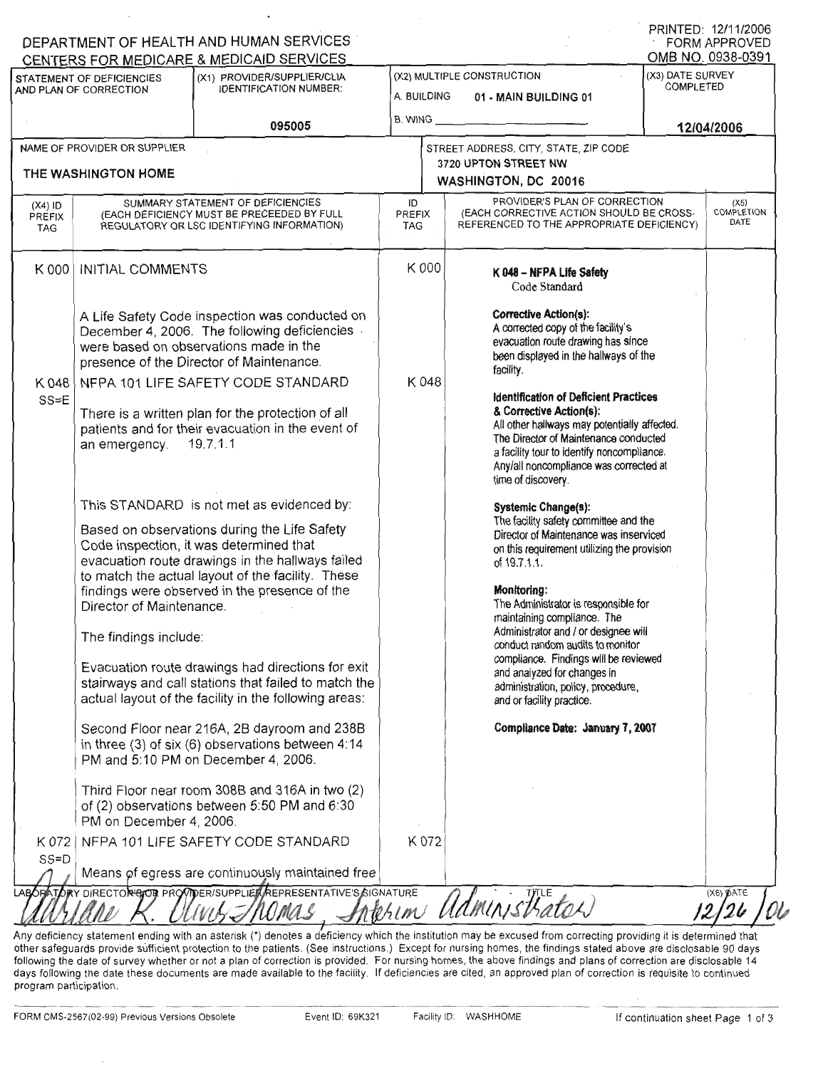DEPARTMENT OF HEALTH AND HUMAN SERVICES
CENTERS FOR MEDICARE & MEDICAID SERVICES

PRINTED: 12/11/2006
FORM APPROVED
OMB NO. 0938-0391

| STATEMENT OF DEFICIENCIES AND PLAN OF CORRECTION | (X1) PROVIDER/SUPPLIER/CLIA IDENTIFICATION NUMBER: | (X2) MULTIPLE CONSTRUCTION | (X3) DATE SURVEY COMPLETED |
|---|---|---|---|
| | 095005 | A. BUILDING 01 - MAIN BUILDING 01<br>B. WING | 12/04/2006 |

| NAME OF PROVIDER OR SUPPLIER | STREET ADDRESS, CITY, STATE, ZIP CODE |
|---|---|
| THE WASHINGTON HOME | 3720 UPTON STREET NW<br>WASHINGTON, DC 20016 |

| (X4) ID PREFIX TAG | SUMMARY STATEMENT OF DEFICIENCIES (EACH DEFICIENCY MUST BE PRECEEDED BY FULL REGULATORY OR LSC IDENTIFYING INFORMATION) | ID PREFIX TAG | PROVIDER'S PLAN OF CORRECTION (EACH CORRECTIVE ACTION SHOULD BE CROSS-REFERENCED TO THE APPROPRIATE DEFICIENCY) | (X5) COMPLETION DATE |
|---|---|---|---|---|
| K 000 | INITIAL COMMENTS<br><br>A Life Safety Code inspection was conducted on December 4, 2006. The following deficiencies were based on observations made in the presence of the Director of Maintenance. | K 000 | **K 048 – NFPA Life Safety** Code Standard<br><br>**Corrective Action(s):**<br>A corrected copy of the facility's evacuation route drawing has since been displayed in the hallways of the facility.<br><br>**Identification of Deficient Practices & Corrective Action(s):**<br>All other hallways may potentially affected. The Director of Maintenance conducted a facility tour to identify noncompliance. Any/all noncompliance was corrected at time of discovery.<br><br>**Systemic Change(s):**<br>The facility safety committee and the Director of Maintenance was inserviced on this requirement utilizing the provision of 19.7.1.1.<br><br>**Monitoring:**<br>The Administrator is responsible for maintaining compliance. The Administrator and / or designee will conduct random audits to monitor compliance. Findings will be reviewed and analyzed for changes in administration, policy, procedure, and or facility practice.<br><br>**Compliance Date: January 7, 2007** | |
| K 048<br>SS=E | NFPA 101 LIFE SAFETY CODE STANDARD<br><br>There is a written plan for the protection of all patients and for their evacuation in the event of an emergency. 19.7.1.1<br><br>This STANDARD is not met as evidenced by:<br><br>Based on observations during the Life Safety Code inspection, it was determined that evacuation route drawings in the hallways failed to match the actual layout of the facility. These findings were observed in the presence of the Director of Maintenance.<br><br>The findings include:<br><br>Evacuation route drawings had directions for exit stairways and call stations that failed to match the actual layout of the facility in the following areas:<br><br>Second Floor near 216A, 2B dayroom and 238B in three (3) of six (6) observations between 4:14 PM and 5:10 PM on December 4, 2006.<br><br>Third Floor near room 308B and 316A in two (2) of (2) observations between 5:50 PM and 6:30 PM on December 4, 2006. | K 048 | | |
| K 072<br>SS=D | NFPA 101 LIFE SAFETY CODE STANDARD<br><br>Means of egress are continuously maintained free | K 072 | | |

LABORATORY DIRECTOR'S OR PROVIDER/SUPPLIER REPRESENTATIVE'S SIGNATURE: Adriane R. Olivis-Thomas, Interim Administrator — TITLE — (X6) DATE: 12/26/06

Any deficiency statement ending with an asterisk (*) denotes a deficiency which the institution may be excused from correcting providing it is determined that other safeguards provide sufficient protection to the patients. (See instructions.) Except for nursing homes, the findings stated above are disclosable 90 days following the date of survey whether or not a plan of correction is provided. For nursing homes, the above findings and plans of correction are disclosable 14 days following the date these documents are made available to the facility. If deficiencies are cited, an approved plan of correction is requisite to continued program participation.

FORM CMS-2567(02-99) Previous Versions Obsolete Event ID: 69K321 Facility ID: WASHHOME If continuation sheet Page 1 of 3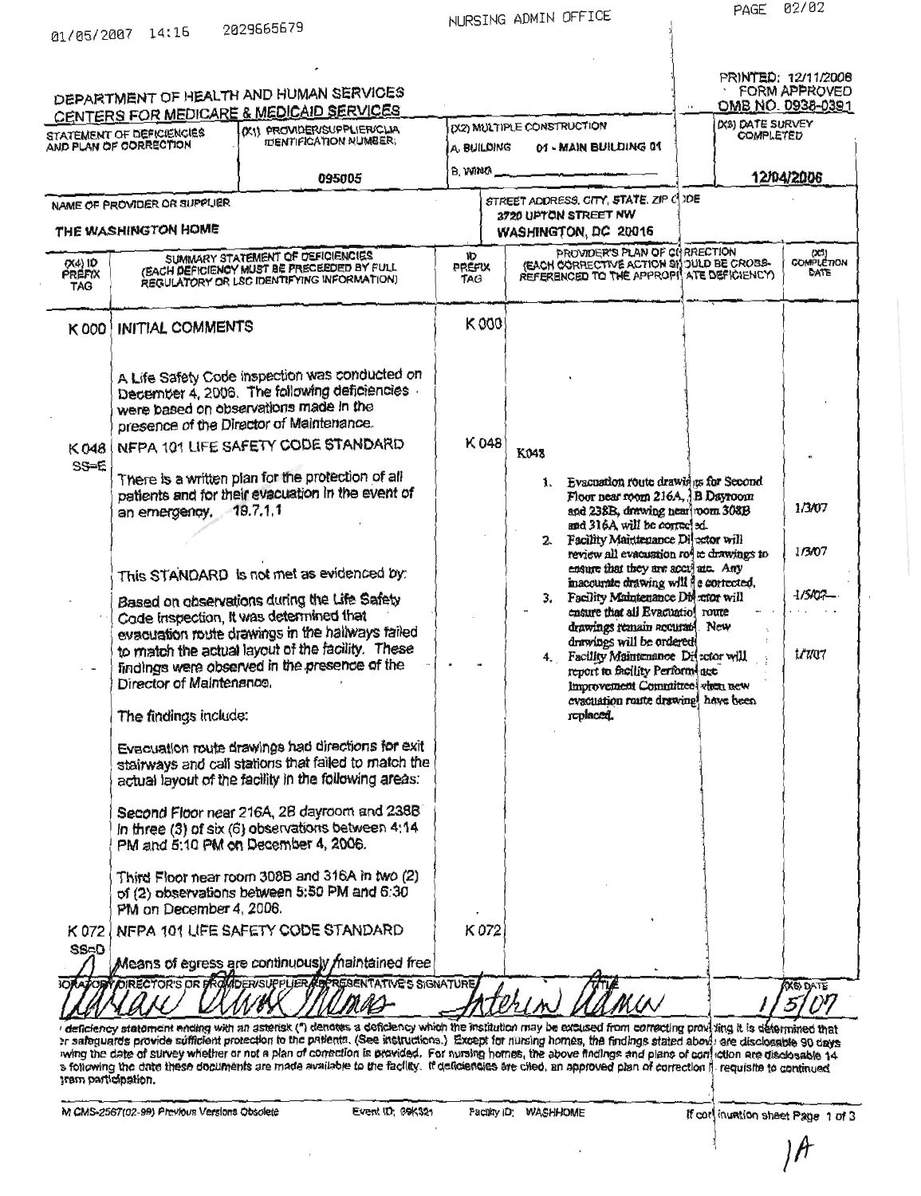01/05/2007 14:16 2029665679 NURSING ADMIN OFFICE PAGE 02/02

DEPARTMENT OF HEALTH AND HUMAN SERVICES
CENTERS FOR MEDICARE & MEDICAID SERVICES

PRINTED: 12/11/2006
FORM APPROVED
OMB NO. 0938-0391

| STATEMENT OF DEFICIENCIES AND PLAN OF CORRECTION | (X1) PROVIDER/SUPPLIER/CLIA IDENTIFICATION NUMBER: | (X2) MULTIPLE CONSTRUCTION | (X3) DATE SURVEY COMPLETED |
|---|---|---|---|
| | 095005 | A. BUILDING 01 - MAIN BUILDING 01<br>B. WING ______ | 12/04/2006 |

| NAME OF PROVIDER OR SUPPLIER | STREET ADDRESS, CITY, STATE, ZIP CODE |
|---|---|
| THE WASHINGTON HOME | 3720 UPTON STREET NW<br>WASHINGTON, DC 20016 |

| (X4) ID PREFIX TAG | SUMMARY STATEMENT OF DEFICIENCIES (EACH DEFICIENCY MUST BE PRECEDED BY FULL REGULATORY OR LSC IDENTIFYING INFORMATION) | ID PREFIX TAG | PROVIDER'S PLAN OF CORRECTION (EACH CORRECTIVE ACTION SHOULD BE CROSS-REFERENCED TO THE APPROPRIATE DEFICIENCY) | (X5) COMPLETION DATE |
|---|---|---|---|---|
| K 000 | INITIAL COMMENTS<br><br>A Life Safety Code inspection was conducted on December 4, 2006. The following deficiencies were based on observations made in the presence of the Director of Maintenance. | K 000 | | |
| K 048<br>SS=E | NFPA 101 LIFE SAFETY CODE STANDARD<br><br>There is a written plan for the protection of all patients and for their evacuation in the event of an emergency. 19.7.1.1<br><br>This STANDARD is not met as evidenced by:<br><br>Based on observations during the Life Safety Code inspection, it was determined that evacuation route drawings in the hallways failed to match the actual layout of the facility. These findings were observed in the presence of the Director of Maintenance.<br><br>The findings include:<br><br>Evacuation route drawings had directions for exit stairways and call stations that failed to match the actual layout of the facility in the following areas:<br><br>Second Floor near 216A, 2B dayroom and 238B in three (3) of six (6) observations between 4:14 PM and 5:10 PM on December 4, 2006.<br><br>Third Floor near room 308B and 316A in two (2) of (2) observations between 5:50 PM and 6:30 PM on December 4, 2006. | K 048 | K048<br>1. Evacuation route drawings for Second Floor near room 216A, 2B Dayroom and 238B, drawing near room 308B and 316A will be corrected. | 1/3/07 |
| | | | 2. Facility Maintenance Director will review all evacuation route drawings to ensure that they are accurate. Any inaccurate drawing will be corrected. | 1/3/07 |
| | | | 3. Facility Maintenance Director will ensure that all Evacuation route drawings remain accurate. New drawings will be ordered. | 1/5/07 |
| | | | 4. Facility Maintenance Director will report to facility Performance Improvement Committee when new evacuation route drawings have been replaced. | 1/7/07 |
| K 072<br>SS=D | NFPA 101 LIFE SAFETY CODE STANDARD<br><br>Means of egress are continuously maintained free | K 072 | | |

LABORATORY DIRECTOR'S OR PROVIDER/SUPPLIER REPRESENTATIVE'S SIGNATURE: Adrian Oliver Thomas
TITLE: Interim Admin
(X6) DATE: 1/5/07

Any deficiency statement ending with an asterisk (*) denotes a deficiency which the institution may be excused from correcting providing it is determined that other safeguards provide sufficient protection to the patients. (See instructions.) Except for nursing homes, the findings stated above are disclosable 90 days following the date of survey whether or not a plan of correction is provided. For nursing homes, the above findings and plans of correction are disclosable 14 days following the date these documents are made available to the facility. If deficiencies are cited, an approved plan of correction is requisite to continued program participation.

FORM CMS-2567(02-99) Previous Versions Obsolete Event ID: 09K321 Facility ID: WASHHOME If continuation sheet Page 1 of 3

1A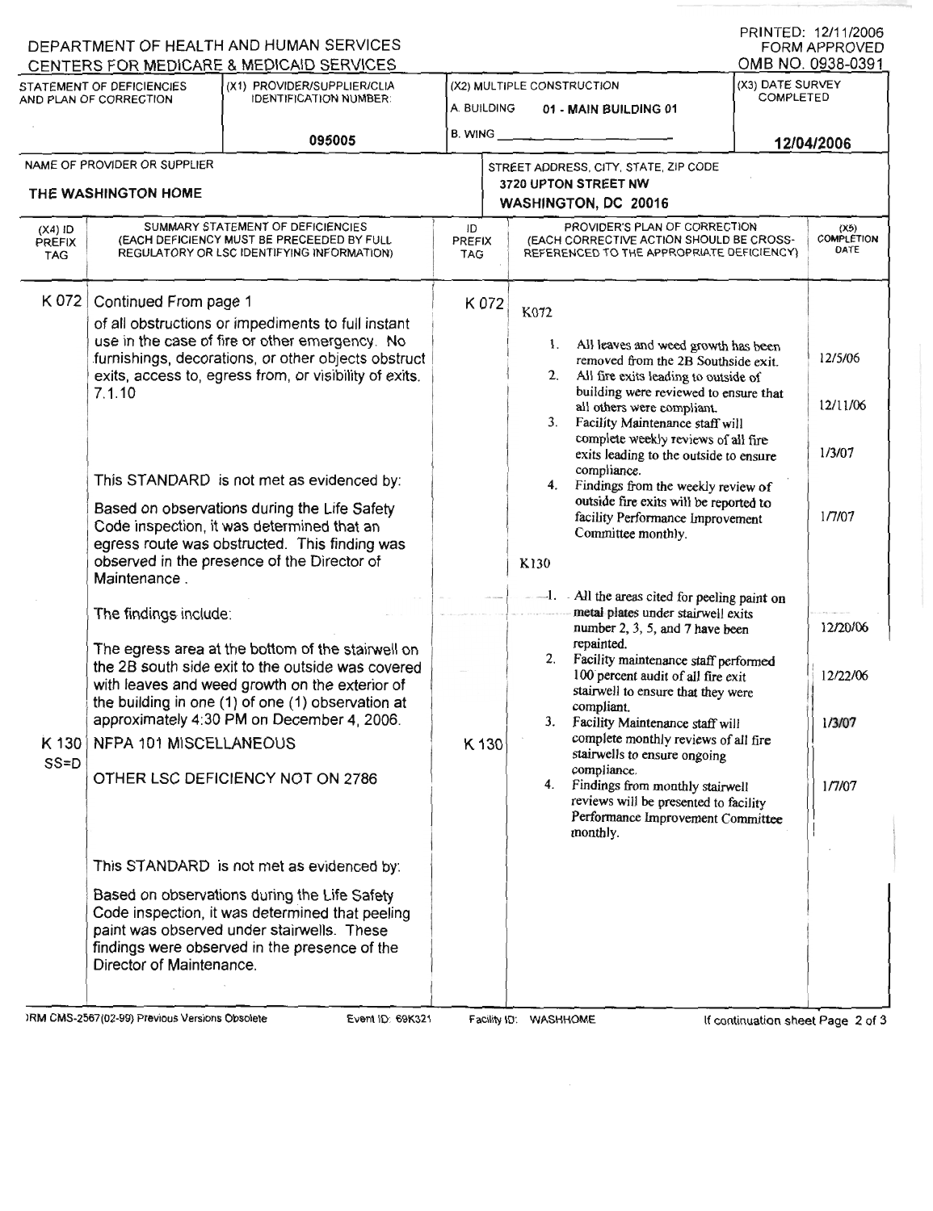DEPARTMENT OF HEALTH AND HUMAN SERVICES
CENTERS FOR MEDICARE & MEDICAID SERVICES

PRINTED: 12/11/2006
FORM APPROVED
OMB NO. 0938-0391

| STATEMENT OF DEFICIENCIES AND PLAN OF CORRECTION | (X1) PROVIDER/SUPPLIER/CLIA IDENTIFICATION NUMBER: | (X2) MULTIPLE CONSTRUCTION | (X3) DATE SURVEY COMPLETED |
|---|---|---|---|
| | 095005 | A. BUILDING 01 - MAIN BUILDING 01<br>B. WING ______ | 12/04/2006 |

| NAME OF PROVIDER OR SUPPLIER | STREET ADDRESS, CITY, STATE, ZIP CODE |
|---|---|
| THE WASHINGTON HOME | 3720 UPTON STREET NW<br>WASHINGTON, DC 20016 |

| (X4) ID PREFIX TAG | SUMMARY STATEMENT OF DEFICIENCIES (EACH DEFICIENCY MUST BE PRECEEDED BY FULL REGULATORY OR LSC IDENTIFYING INFORMATION) | ID PREFIX TAG | PROVIDER'S PLAN OF CORRECTION (EACH CORRECTIVE ACTION SHOULD BE CROSS-REFERENCED TO THE APPROPRIATE DEFICIENCY) | (X5) COMPLETION DATE |
|---|---|---|---|---|
| K 072 | Continued From page 1<br>of all obstructions or impediments to full instant use in the case of fire or other emergency. No furnishings, decorations, or other objects obstruct exits, access to, egress from, or visibility of exits. 7.1.10<br><br>This STANDARD is not met as evidenced by:<br>Based on observations during the Life Safety Code inspection, it was determined that an egress route was obstructed. This finding was observed in the presence of the Director of Maintenance.<br><br>The findings include:<br><br>The egress area at the bottom of the stairwell on the 2B south side exit to the outside was covered with leaves and weed growth on the exterior of the building in one (1) of one (1) observation at approximately 4:30 PM on December 4, 2006. | K 072 | K072<br>1. All leaves and weed growth has been removed from the 2B Southside exit.<br>2. All fire exits leading to outside of building were reviewed to ensure that all others were compliant.<br>3. Facility Maintenance staff will complete weekly reviews of all fire exits leading to the outside to ensure compliance.<br>4. Findings from the weekly review of outside fire exits will be reported to facility Performance Improvement Committee monthly. | 12/5/06<br><br>12/11/06<br><br>1/3/07<br><br>1/7/07 |
| K 130<br>SS=D | NFPA 101 MISCELLANEOUS<br><br>OTHER LSC DEFICIENCY NOT ON 2786<br><br>This STANDARD is not met as evidenced by:<br>Based on observations during the Life Safety Code inspection, it was determined that peeling paint was observed under stairwells. These findings were observed in the presence of the Director of Maintenance. | K 130 | K130<br>1. All the areas cited for peeling paint on metal plates under stairwell exits number 2, 3, 5, and 7 have been repainted.<br>2. Facility maintenance staff performed 100 percent audit of all fire exit stairwell to ensure that they were compliant.<br>3. Facility Maintenance staff will complete monthly reviews of all fire stairwells to ensure ongoing compliance.<br>4. Findings from monthly stairwell reviews will be presented to facility Performance Improvement Committee monthly. | 12/20/06<br><br>12/22/06<br><br>1/3/07<br><br>1/7/07 |

FORM CMS-2567(02-99) Previous Versions Obsolete    Event ID: 69K321    Facility ID: WASHHOME    If continuation sheet Page 2 of 3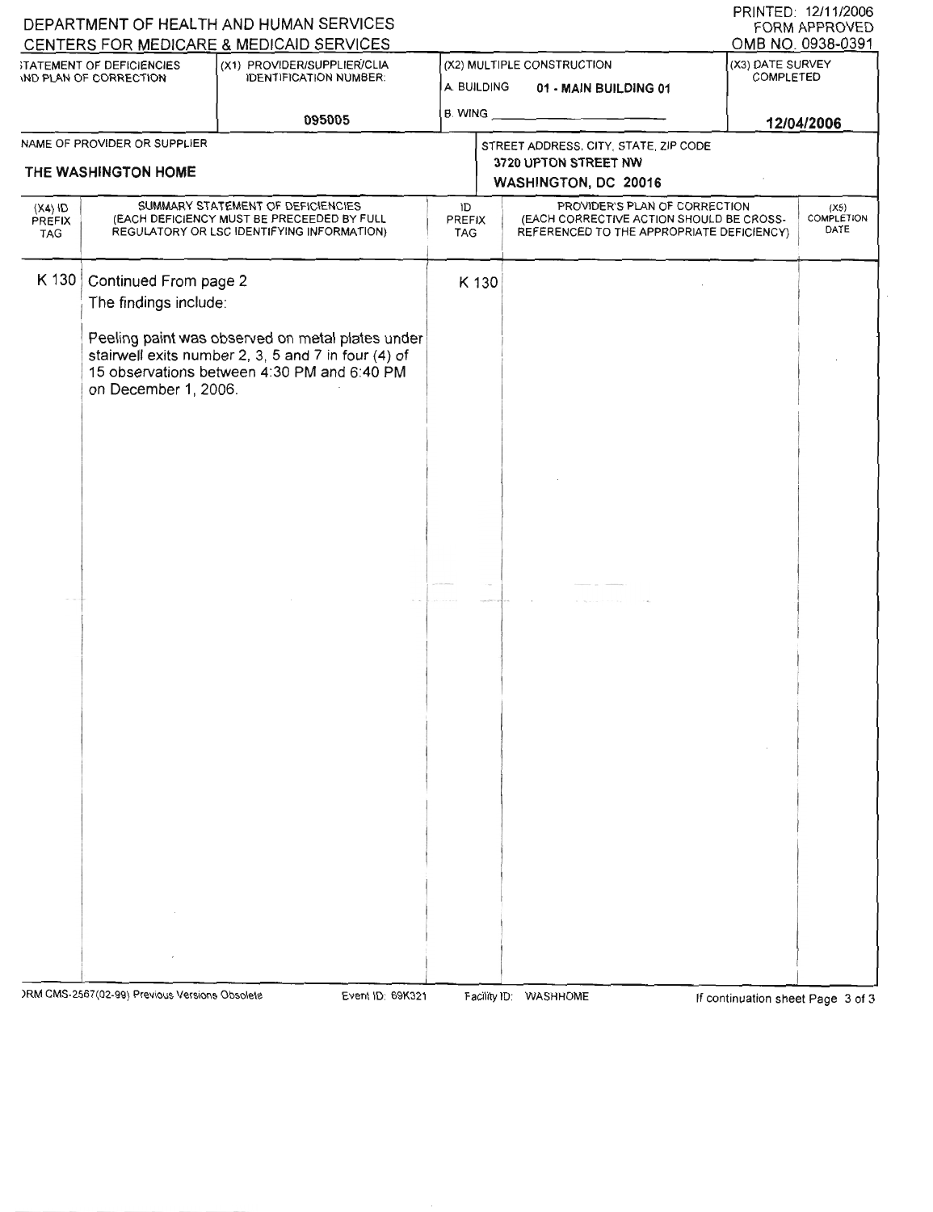DEPARTMENT OF HEALTH AND HUMAN SERVICES
CENTERS FOR MEDICARE & MEDICAID SERVICES

PRINTED: 12/11/2006
FORM APPROVED
OMB NO. 0938-0391

| STATEMENT OF DEFICIENCIES AND PLAN OF CORRECTION | (X1) PROVIDER/SUPPLIER/CLIA IDENTIFICATION NUMBER: | (X2) MULTIPLE CONSTRUCTION | (X3) DATE SURVEY COMPLETED |
|---|---|---|---|
| | 095005 | A. BUILDING 01 - MAIN BUILDING 01<br>B. WING ______ | 12/04/2006 |

| NAME OF PROVIDER OR SUPPLIER | STREET ADDRESS, CITY, STATE, ZIP CODE |
|---|---|
| THE WASHINGTON HOME | 3720 UPTON STREET NW<br>WASHINGTON, DC 20016 |

| (X4) ID PREFIX TAG | SUMMARY STATEMENT OF DEFICIENCIES (EACH DEFICIENCY MUST BE PRECEEDED BY FULL REGULATORY OR LSC IDENTIFYING INFORMATION) | ID PREFIX TAG | PROVIDER'S PLAN OF CORRECTION (EACH CORRECTIVE ACTION SHOULD BE CROSS-REFERENCED TO THE APPROPRIATE DEFICIENCY) | (X5) COMPLETION DATE |
|---|---|---|---|---|
| K 130 | Continued From page 2<br>The findings include:<br><br>Peeling paint was observed on metal plates under stairwell exits number 2, 3, 5 and 7 in four (4) of 15 observations between 4:30 PM and 6:40 PM on December 1, 2006. | K 130 | | |

FORM CMS-2567(02-99) Previous Versions Obsolete    Event ID: 69K321    Facility ID: WASHHOME    If continuation sheet Page 3 of 3